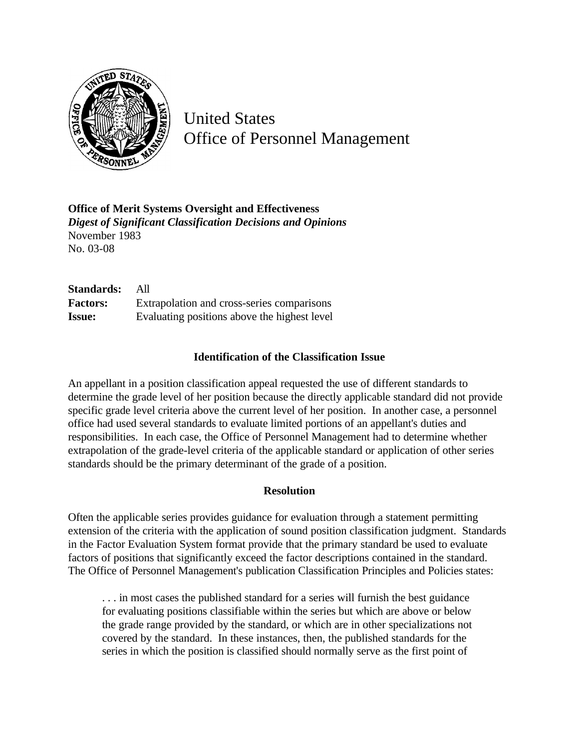United States
Office of Personnel Management

**Office of Merit Systems Oversight and Effectiveness**
***Digest of Significant Classification Decisions and Opinions***
November 1983
No. 03-08

| | |
|---|---|
| **Standards:** | All |
| **Factors:** | Extrapolation and cross-series comparisons |
| **Issue:** | Evaluating positions above the highest level |

### Identification of the Classification Issue

An appellant in a position classification appeal requested the use of different standards to determine the grade level of her position because the directly applicable standard did not provide specific grade level criteria above the current level of her position. In another case, a personnel office had used several standards to evaluate limited portions of an appellant's duties and responsibilities. In each case, the Office of Personnel Management had to determine whether extrapolation of the grade-level criteria of the applicable standard or application of other series standards should be the primary determinant of the grade of a position.

### Resolution

Often the applicable series provides guidance for evaluation through a statement permitting extension of the criteria with the application of sound position classification judgment. Standards in the Factor Evaluation System format provide that the primary standard be used to evaluate factors of positions that significantly exceed the factor descriptions contained in the standard. The Office of Personnel Management's publication Classification Principles and Policies states:

> . . . in most cases the published standard for a series will furnish the best guidance for evaluating positions classifiable within the series but which are above or below the grade range provided by the standard, or which are in other specializations not covered by the standard. In these instances, then, the published standards for the series in which the position is classified should normally serve as the first point of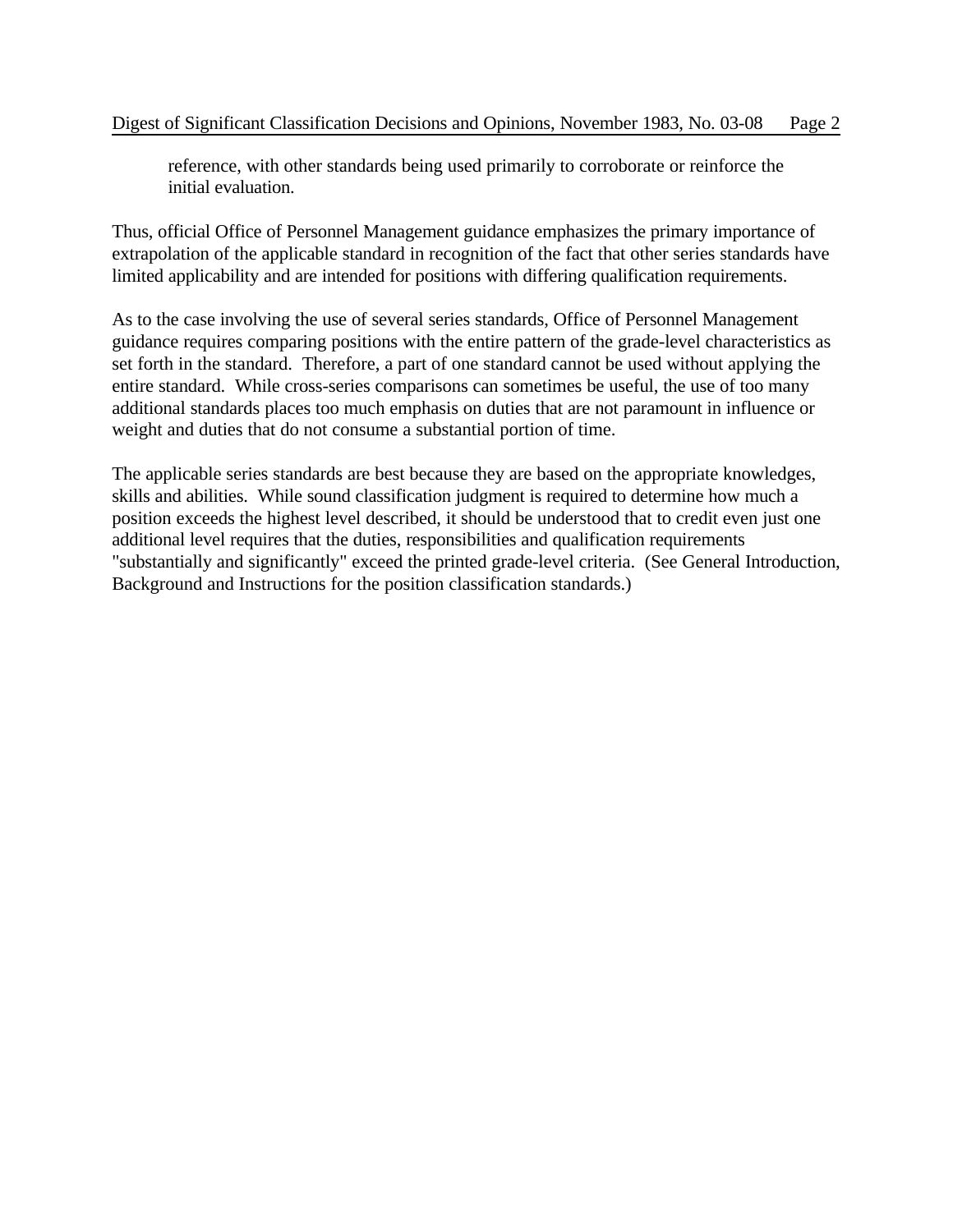reference, with other standards being used primarily to corroborate or reinforce the initial evaluation.

Thus, official Office of Personnel Management guidance emphasizes the primary importance of extrapolation of the applicable standard in recognition of the fact that other series standards have limited applicability and are intended for positions with differing qualification requirements.

As to the case involving the use of several series standards, Office of Personnel Management guidance requires comparing positions with the entire pattern of the grade-level characteristics as set forth in the standard. Therefore, a part of one standard cannot be used without applying the entire standard. While cross-series comparisons can sometimes be useful, the use of too many additional standards places too much emphasis on duties that are not paramount in influence or weight and duties that do not consume a substantial portion of time.

The applicable series standards are best because they are based on the appropriate knowledges, skills and abilities. While sound classification judgment is required to determine how much a position exceeds the highest level described, it should be understood that to credit even just one additional level requires that the duties, responsibilities and qualification requirements "substantially and significantly" exceed the printed grade-level criteria. (See General Introduction, Background and Instructions for the position classification standards.)